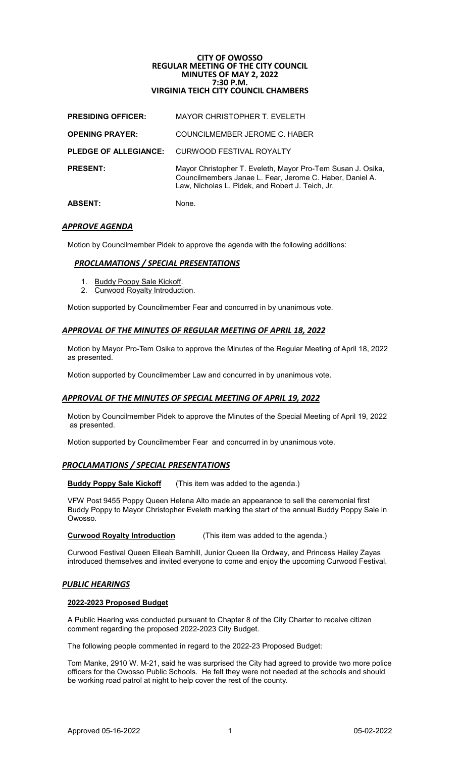# CITY OF OWOSSO
## REGULAR MEETING OF THE CITY COUNCIL
## MINUTES OF MAY 2, 2022
## 7:30 P.M.
## VIRGINIA TEICH CITY COUNCIL CHAMBERS

| | |
|---|---|
| **PRESIDING OFFICER:** | MAYOR CHRISTOPHER T. EVELETH |
| **OPENING PRAYER:** | COUNCILMEMBER JEROME C. HABER |
| **PLEDGE OF ALLEGIANCE:** | CURWOOD FESTIVAL ROYALTY |
| **PRESENT:** | Mayor Christopher T. Eveleth, Mayor Pro-Tem Susan J. Osika, Councilmembers Janae L. Fear, Jerome C. Haber, Daniel A. Law, Nicholas L. Pidek, and Robert J. Teich, Jr. |
| **ABSENT:** | None. |

### *APPROVE AGENDA*

Motion by Councilmember Pidek to approve the agenda with the following additions:

#### *PROCLAMATIONS / SPECIAL PRESENTATIONS*

1. Buddy Poppy Sale Kickoff.
2. Curwood Royalty Introduction.

Motion supported by Councilmember Fear and concurred in by unanimous vote.

### *APPROVAL OF THE MINUTES OF REGULAR MEETING OF APRIL 18, 2022*

Motion by Mayor Pro-Tem Osika to approve the Minutes of the Regular Meeting of April 18, 2022 as presented.

Motion supported by Councilmember Law and concurred in by unanimous vote.

### *APPROVAL OF THE MINUTES OF SPECIAL MEETING OF APRIL 19, 2022*

Motion by Councilmember Pidek to approve the Minutes of the Special Meeting of April 19, 2022 as presented.

Motion supported by Councilmember Fear and concurred in by unanimous vote.

### *PROCLAMATIONS / SPECIAL PRESENTATIONS*

**Buddy Poppy Sale Kickoff** (This item was added to the agenda.)

VFW Post 9455 Poppy Queen Helena Alto made an appearance to sell the ceremonial first Buddy Poppy to Mayor Christopher Eveleth marking the start of the annual Buddy Poppy Sale in Owosso.

**Curwood Royalty Introduction** (This item was added to the agenda.)

Curwood Festival Queen Elleah Barnhill, Junior Queen Ila Ordway, and Princess Hailey Zayas introduced themselves and invited everyone to come and enjoy the upcoming Curwood Festival.

### *PUBLIC HEARINGS*

**2022-2023 Proposed Budget**

A Public Hearing was conducted pursuant to Chapter 8 of the City Charter to receive citizen comment regarding the proposed 2022-2023 City Budget.

The following people commented in regard to the 2022-23 Proposed Budget:

Tom Manke, 2910 W. M-21, said he was surprised the City had agreed to provide two more police officers for the Owosso Public Schools. He felt they were not needed at the schools and should be working road patrol at night to help cover the rest of the county.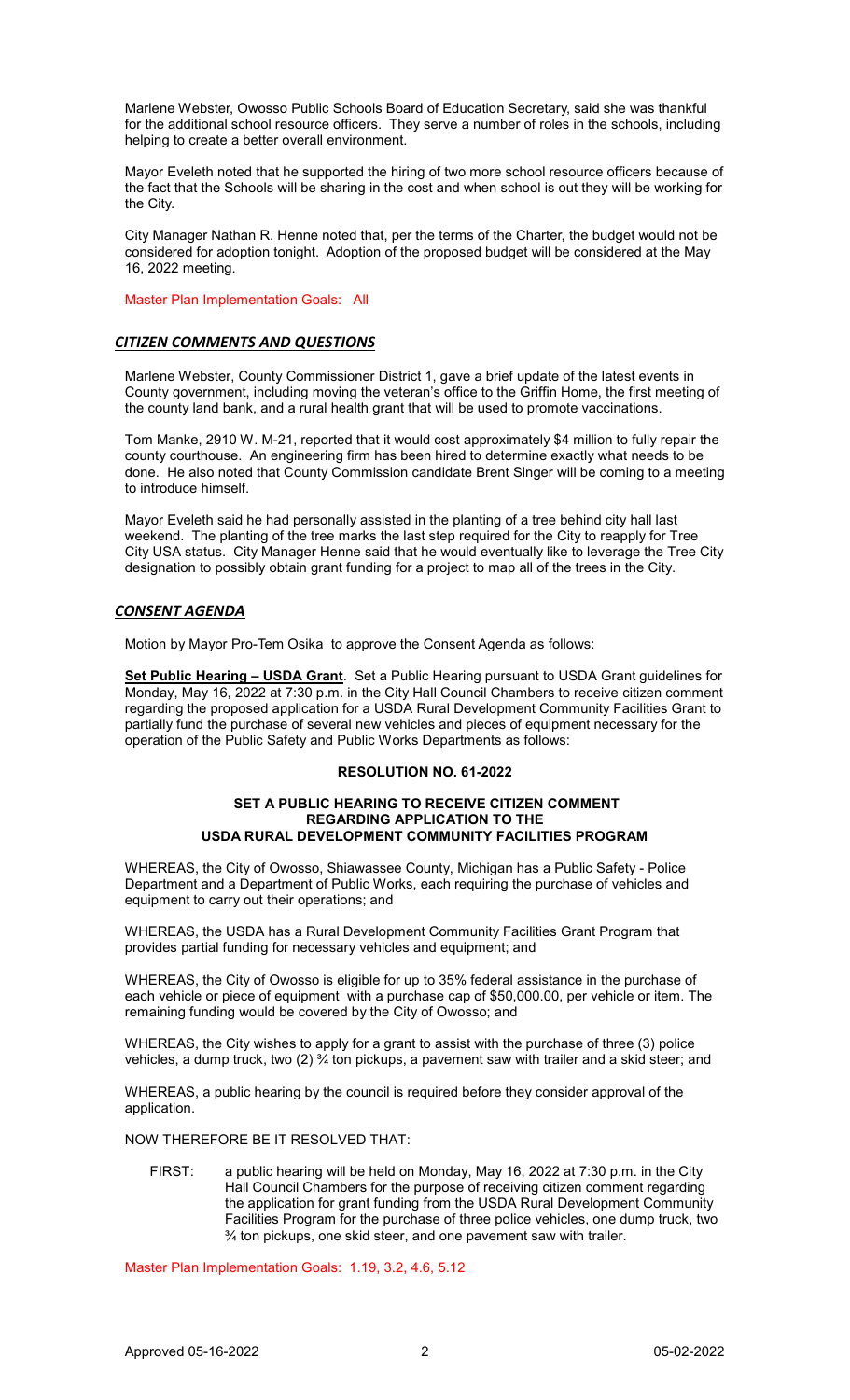Marlene Webster, Owosso Public Schools Board of Education Secretary, said she was thankful for the additional school resource officers. They serve a number of roles in the schools, including helping to create a better overall environment.

Mayor Eveleth noted that he supported the hiring of two more school resource officers because of the fact that the Schools will be sharing in the cost and when school is out they will be working for the City.

City Manager Nathan R. Henne noted that, per the terms of the Charter, the budget would not be considered for adoption tonight. Adoption of the proposed budget will be considered at the May 16, 2022 meeting.

Master Plan Implementation Goals: All

## *CITIZEN COMMENTS AND QUESTIONS*

Marlene Webster, County Commissioner District 1, gave a brief update of the latest events in County government, including moving the veteran's office to the Griffin Home, the first meeting of the county land bank, and a rural health grant that will be used to promote vaccinations.

Tom Manke, 2910 W. M-21, reported that it would cost approximately $4 million to fully repair the county courthouse. An engineering firm has been hired to determine exactly what needs to be done. He also noted that County Commission candidate Brent Singer will be coming to a meeting to introduce himself.

Mayor Eveleth said he had personally assisted in the planting of a tree behind city hall last weekend. The planting of the tree marks the last step required for the City to reapply for Tree City USA status. City Manager Henne said that he would eventually like to leverage the Tree City designation to possibly obtain grant funding for a project to map all of the trees in the City.

## *CONSENT AGENDA*

Motion by Mayor Pro-Tem Osika to approve the Consent Agenda as follows:

**Set Public Hearing – USDA Grant**. Set a Public Hearing pursuant to USDA Grant guidelines for Monday, May 16, 2022 at 7:30 p.m. in the City Hall Council Chambers to receive citizen comment regarding the proposed application for a USDA Rural Development Community Facilities Grant to partially fund the purchase of several new vehicles and pieces of equipment necessary for the operation of the Public Safety and Public Works Departments as follows:

**RESOLUTION NO. 61-2022**

**SET A PUBLIC HEARING TO RECEIVE CITIZEN COMMENT REGARDING APPLICATION TO THE USDA RURAL DEVELOPMENT COMMUNITY FACILITIES PROGRAM**

WHEREAS, the City of Owosso, Shiawassee County, Michigan has a Public Safety - Police Department and a Department of Public Works, each requiring the purchase of vehicles and equipment to carry out their operations; and

WHEREAS, the USDA has a Rural Development Community Facilities Grant Program that provides partial funding for necessary vehicles and equipment; and

WHEREAS, the City of Owosso is eligible for up to 35% federal assistance in the purchase of each vehicle or piece of equipment with a purchase cap of $50,000.00, per vehicle or item. The remaining funding would be covered by the City of Owosso; and

WHEREAS, the City wishes to apply for a grant to assist with the purchase of three (3) police vehicles, a dump truck, two (2) ¾ ton pickups, a pavement saw with trailer and a skid steer; and

WHEREAS, a public hearing by the council is required before they consider approval of the application.

NOW THEREFORE BE IT RESOLVED THAT:

FIRST: a public hearing will be held on Monday, May 16, 2022 at 7:30 p.m. in the City Hall Council Chambers for the purpose of receiving citizen comment regarding the application for grant funding from the USDA Rural Development Community Facilities Program for the purchase of three police vehicles, one dump truck, two ¾ ton pickups, one skid steer, and one pavement saw with trailer.

Master Plan Implementation Goals: 1.19, 3.2, 4.6, 5.12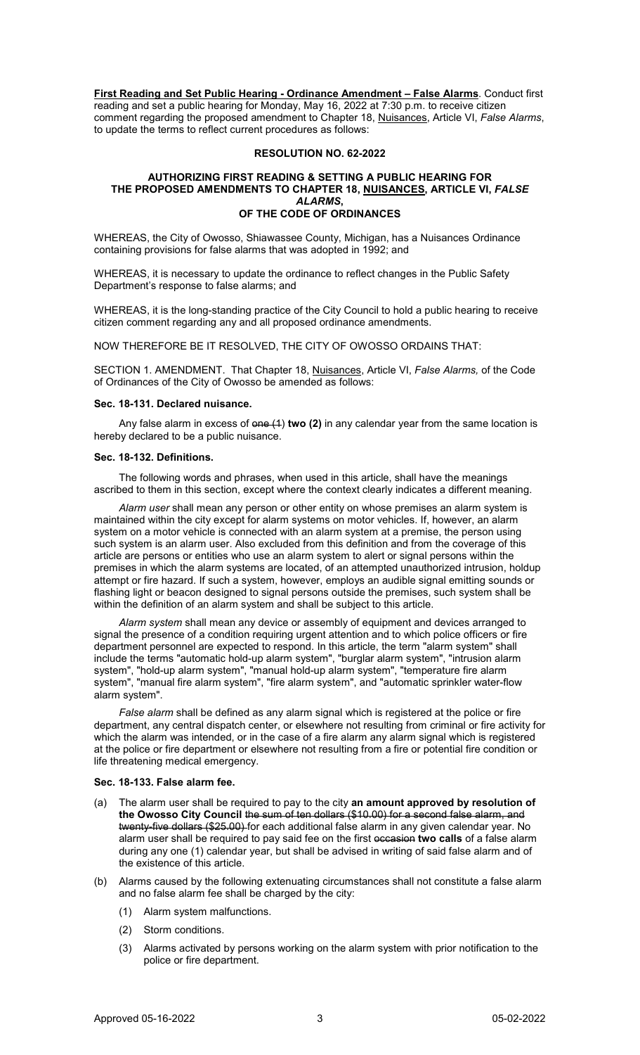**First Reading and Set Public Hearing - Ordinance Amendment – False Alarms**. Conduct first reading and set a public hearing for Monday, May 16, 2022 at 7:30 p.m. to receive citizen comment regarding the proposed amendment to Chapter 18, Nuisances, Article VI, *False Alarms*, to update the terms to reflect current procedures as follows:

**RESOLUTION NO. 62-2022**

**AUTHORIZING FIRST READING & SETTING A PUBLIC HEARING FOR THE PROPOSED AMENDMENTS TO CHAPTER 18, NUISANCES, ARTICLE VI, *FALSE ALARMS*, OF THE CODE OF ORDINANCES**

WHEREAS, the City of Owosso, Shiawassee County, Michigan, has a Nuisances Ordinance containing provisions for false alarms that was adopted in 1992; and

WHEREAS, it is necessary to update the ordinance to reflect changes in the Public Safety Department's response to false alarms; and

WHEREAS, it is the long-standing practice of the City Council to hold a public hearing to receive citizen comment regarding any and all proposed ordinance amendments.

NOW THEREFORE BE IT RESOLVED, THE CITY OF OWOSSO ORDAINS THAT:

SECTION 1. AMENDMENT. That Chapter 18, Nuisances, Article VI, *False Alarms,* of the Code of Ordinances of the City of Owosso be amended as follows:

**Sec. 18-131. Declared nuisance.**

Any false alarm in excess of ~~one (1)~~ **two (2)** in any calendar year from the same location is hereby declared to be a public nuisance.

**Sec. 18-132. Definitions.**

The following words and phrases, when used in this article, shall have the meanings ascribed to them in this section, except where the context clearly indicates a different meaning.

*Alarm user* shall mean any person or other entity on whose premises an alarm system is maintained within the city except for alarm systems on motor vehicles. If, however, an alarm system on a motor vehicle is connected with an alarm system at a premise, the person using such system is an alarm user. Also excluded from this definition and from the coverage of this article are persons or entities who use an alarm system to alert or signal persons within the premises in which the alarm systems are located, of an attempted unauthorized intrusion, holdup attempt or fire hazard. If such a system, however, employs an audible signal emitting sounds or flashing light or beacon designed to signal persons outside the premises, such system shall be within the definition of an alarm system and shall be subject to this article.

*Alarm system* shall mean any device or assembly of equipment and devices arranged to signal the presence of a condition requiring urgent attention and to which police officers or fire department personnel are expected to respond. In this article, the term "alarm system" shall include the terms "automatic hold-up alarm system", "burglar alarm system", "intrusion alarm system", "hold-up alarm system", "manual hold-up alarm system", "temperature fire alarm system", "manual fire alarm system", "fire alarm system", and "automatic sprinkler water-flow alarm system".

*False alarm* shall be defined as any alarm signal which is registered at the police or fire department, any central dispatch center, or elsewhere not resulting from criminal or fire activity for which the alarm was intended, or in the case of a fire alarm any alarm signal which is registered at the police or fire department or elsewhere not resulting from a fire or potential fire condition or life threatening medical emergency.

**Sec. 18-133. False alarm fee.**

(a) The alarm user shall be required to pay to the city **an amount approved by resolution of the Owosso City Council** ~~the sum of ten dollars ($10.00) for a second false alarm, and twenty-five dollars ($25.00)~~ for each additional false alarm in any given calendar year. No alarm user shall be required to pay said fee on the first ~~occasion~~ **two calls** of a false alarm during any one (1) calendar year, but shall be advised in writing of said false alarm and of the existence of this article.

(b) Alarms caused by the following extenuating circumstances shall not constitute a false alarm and no false alarm fee shall be charged by the city:

   (1) Alarm system malfunctions.

   (2) Storm conditions.

   (3) Alarms activated by persons working on the alarm system with prior notification to the police or fire department.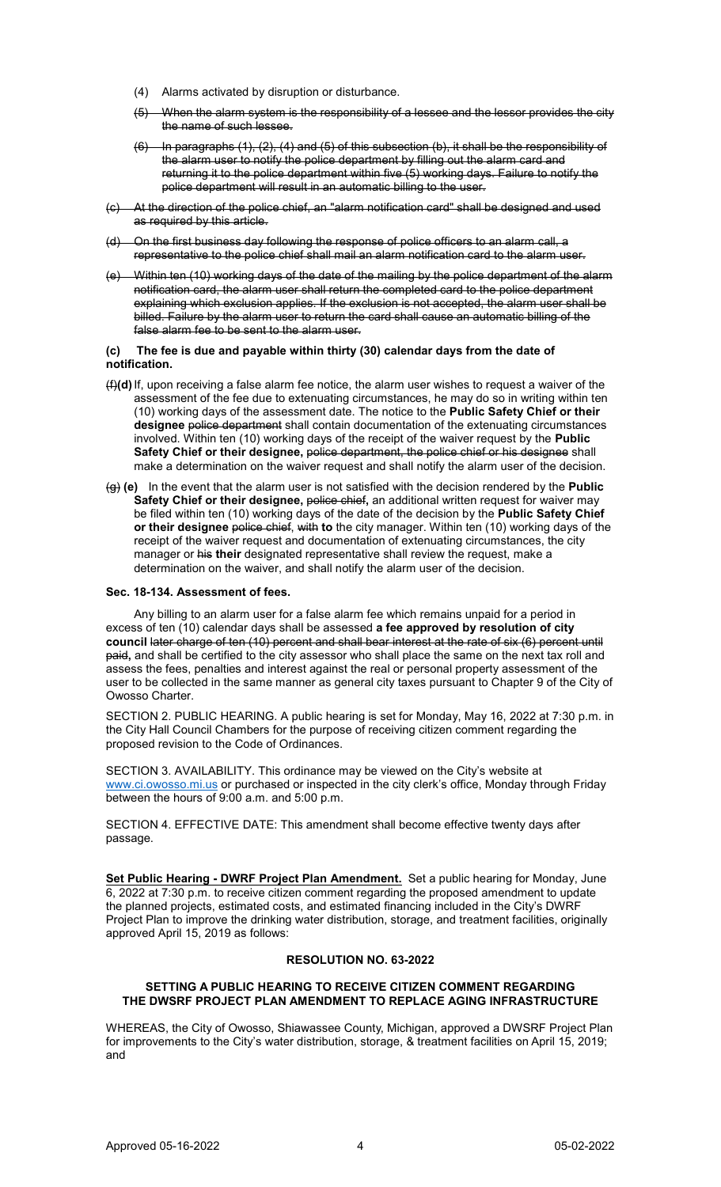(4) Alarms activated by disruption or disturbance.

~~(5) When the alarm system is the responsibility of a lessee and the lessor provides the city the name of such lessee.~~

~~(6) In paragraphs (1), (2), (4) and (5) of this subsection (b), it shall be the responsibility of the alarm user to notify the police department by filling out the alarm card and returning it to the police department within five (5) working days. Failure to notify the police department will result in an automatic billing to the user.~~

~~(c) At the direction of the police chief, an "alarm notification card" shall be designed and used as required by this article.~~

~~(d) On the first business day following the response of police officers to an alarm call, a representative to the police chief shall mail an alarm notification card to the alarm user.~~

~~(e) Within ten (10) working days of the date of the mailing by the police department of the alarm notification card, the alarm user shall return the completed card to the police department explaining which exclusion applies. If the exclusion is not accepted, the alarm user shall be billed. Failure by the alarm user to return the card shall cause an automatic billing of the false alarm fee to be sent to the alarm user.~~

**(c) The fee is due and payable within thirty (30) calendar days from the date of notification.**

~~(f)~~**(d)** If, upon receiving a false alarm fee notice, the alarm user wishes to request a waiver of the assessment of the fee due to extenuating circumstances, he may do so in writing within ten (10) working days of the assessment date. The notice to the **Public Safety Chief or their designee** ~~police department~~ shall contain documentation of the extenuating circumstances involved. Within ten (10) working days of the receipt of the waiver request by the **Public Safety Chief or their designee,** ~~police department, the police chief or his designee~~ shall make a determination on the waiver request and shall notify the alarm user of the decision.

~~(g)~~ **(e)** In the event that the alarm user is not satisfied with the decision rendered by the **Public Safety Chief or their designee,** ~~police chief,~~ an additional written request for waiver may be filed within ten (10) working days of the date of the decision by the **Public Safety Chief or their designee** ~~police chief~~, ~~with~~ **to** the city manager. Within ten (10) working days of the receipt of the waiver request and documentation of extenuating circumstances, the city manager or ~~his~~ **their** designated representative shall review the request, make a determination on the waiver, and shall notify the alarm user of the decision.

**Sec. 18-134. Assessment of fees.**

Any billing to an alarm user for a false alarm fee which remains unpaid for a period in excess of ten (10) calendar days shall be assessed **a fee approved by resolution of city council** ~~later charge of ten (10) percent and shall bear interest at the rate of six (6) percent until paid,~~ and shall be certified to the city assessor who shall place the same on the next tax roll and assess the fees, penalties and interest against the real or personal property assessment of the user to be collected in the same manner as general city taxes pursuant to Chapter 9 of the City of Owosso Charter.

SECTION 2. PUBLIC HEARING. A public hearing is set for Monday, May 16, 2022 at 7:30 p.m. in the City Hall Council Chambers for the purpose of receiving citizen comment regarding the proposed revision to the Code of Ordinances.

SECTION 3. AVAILABILITY. This ordinance may be viewed on the City's website at www.ci.owosso.mi.us or purchased or inspected in the city clerk's office, Monday through Friday between the hours of 9:00 a.m. and 5:00 p.m.

SECTION 4. EFFECTIVE DATE: This amendment shall become effective twenty days after passage.

**Set Public Hearing - DWRF Project Plan Amendment.** Set a public hearing for Monday, June 6, 2022 at 7:30 p.m. to receive citizen comment regarding the proposed amendment to update the planned projects, estimated costs, and estimated financing included in the City's DWRF Project Plan to improve the drinking water distribution, storage, and treatment facilities, originally approved April 15, 2019 as follows:

**RESOLUTION NO. 63-2022**

**SETTING A PUBLIC HEARING TO RECEIVE CITIZEN COMMENT REGARDING THE DWSRF PROJECT PLAN AMENDMENT TO REPLACE AGING INFRASTRUCTURE**

WHEREAS, the City of Owosso, Shiawassee County, Michigan, approved a DWSRF Project Plan for improvements to the City's water distribution, storage, & treatment facilities on April 15, 2019; and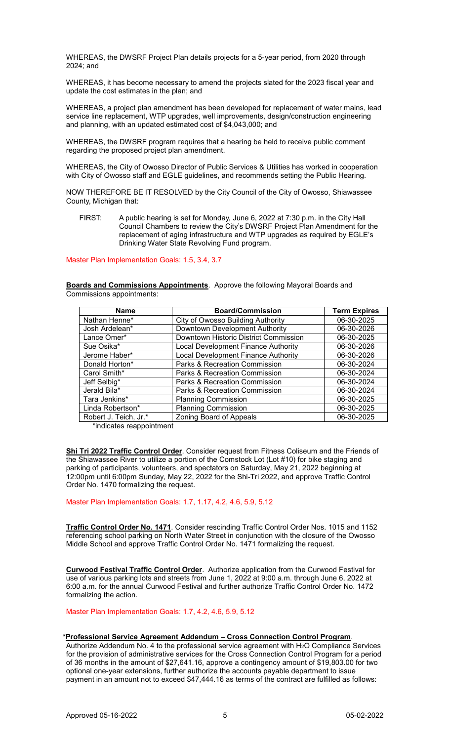WHEREAS, the DWSRF Project Plan details projects for a 5-year period, from 2020 through 2024; and

WHEREAS, it has become necessary to amend the projects slated for the 2023 fiscal year and update the cost estimates in the plan; and

WHEREAS, a project plan amendment has been developed for replacement of water mains, lead service line replacement, WTP upgrades, well improvements, design/construction engineering and planning, with an updated estimated cost of $4,043,000; and

WHEREAS, the DWSRF program requires that a hearing be held to receive public comment regarding the proposed project plan amendment.

WHEREAS, the City of Owosso Director of Public Services & Utilities has worked in cooperation with City of Owosso staff and EGLE guidelines, and recommends setting the Public Hearing.

NOW THEREFORE BE IT RESOLVED by the City Council of the City of Owosso, Shiawassee County, Michigan that:

FIRST: A public hearing is set for Monday, June 6, 2022 at 7:30 p.m. in the City Hall Council Chambers to review the City's DWSRF Project Plan Amendment for the replacement of aging infrastructure and WTP upgrades as required by EGLE's Drinking Water State Revolving Fund program.

Master Plan Implementation Goals: 1.5, 3.4, 3.7

**Boards and Commissions Appointments**. Approve the following Mayoral Boards and Commissions appointments:

| Name | Board/Commission | Term Expires |
|---|---|---|
| Nathan Henne* | City of Owosso Building Authority | 06-30-2025 |
| Josh Ardelean* | Downtown Development Authority | 06-30-2026 |
| Lance Omer* | Downtown Historic District Commission | 06-30-2025 |
| Sue Osika* | Local Development Finance Authority | 06-30-2026 |
| Jerome Haber* | Local Development Finance Authority | 06-30-2026 |
| Donald Horton* | Parks & Recreation Commission | 06-30-2024 |
| Carol Smith* | Parks & Recreation Commission | 06-30-2024 |
| Jeff Selbig* | Parks & Recreation Commission | 06-30-2024 |
| Jerald Bila* | Parks & Recreation Commission | 06-30-2024 |
| Tara Jenkins* | Planning Commission | 06-30-2025 |
| Linda Robertson* | Planning Commission | 06-30-2025 |
| Robert J. Teich, Jr.* | Zoning Board of Appeals | 06-30-2025 |

*indicates reappointment

**Shi Tri 2022 Traffic Control Order**. Consider request from Fitness Coliseum and the Friends of the Shiawassee River to utilize a portion of the Comstock Lot (Lot #10) for bike staging and parking of participants, volunteers, and spectators on Saturday, May 21, 2022 beginning at 12:00pm until 6:00pm Sunday, May 22, 2022 for the Shi-Tri 2022, and approve Traffic Control Order No. 1470 formalizing the request.

Master Plan Implementation Goals: 1.7, 1.17, 4.2, 4.6, 5.9, 5.12

**Traffic Control Order No. 1471**. Consider rescinding Traffic Control Order Nos. 1015 and 1152 referencing school parking on North Water Street in conjunction with the closure of the Owosso Middle School and approve Traffic Control Order No. 1471 formalizing the request.

**Curwood Festival Traffic Control Order**. Authorize application from the Curwood Festival for use of various parking lots and streets from June 1, 2022 at 9:00 a.m. through June 6, 2022 at 6:00 a.m. for the annual Curwood Festival and further authorize Traffic Control Order No. 1472 formalizing the action.

Master Plan Implementation Goals: 1.7, 4.2, 4.6, 5.9, 5.12

***Professional Service Agreement Addendum – Cross Connection Control Program**. Authorize Addendum No. 4 to the professional service agreement with $H_2O$ Compliance Services for the provision of administrative services for the Cross Connection Control Program for a period of 36 months in the amount of $27,641.16, approve a contingency amount of $19,803.00 for two optional one-year extensions, further authorize the accounts payable department to issue payment in an amount not to exceed $47,444.16 as terms of the contract are fulfilled as follows:

Approved 05-16-2022 05-02-2022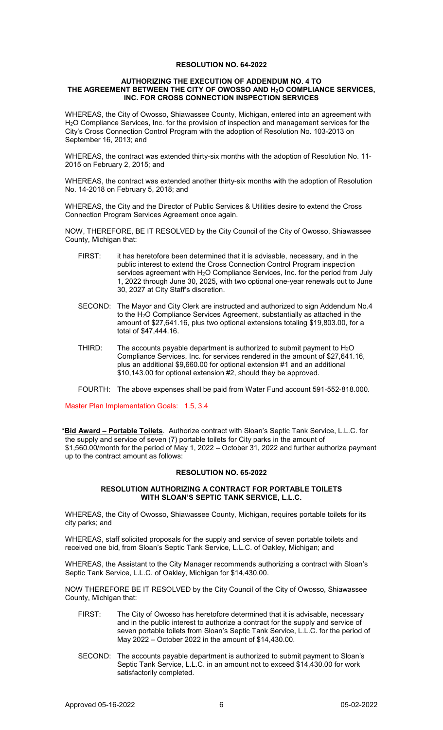## RESOLUTION NO. 64-2022

### AUTHORIZING THE EXECUTION OF ADDENDUM NO. 4 TO THE AGREEMENT BETWEEN THE CITY OF OWOSSO AND $H_2O$ COMPLIANCE SERVICES, INC. FOR CROSS CONNECTION INSPECTION SERVICES

WHEREAS, the City of Owosso, Shiawassee County, Michigan, entered into an agreement with $H_2O$ Compliance Services, Inc. for the provision of inspection and management services for the City's Cross Connection Control Program with the adoption of Resolution No. 103-2013 on September 16, 2013; and

WHEREAS, the contract was extended thirty-six months with the adoption of Resolution No. 11-2015 on February 2, 2015; and

WHEREAS, the contract was extended another thirty-six months with the adoption of Resolution No. 14-2018 on February 5, 2018; and

WHEREAS, the City and the Director of Public Services & Utilities desire to extend the Cross Connection Program Services Agreement once again.

NOW, THEREFORE, BE IT RESOLVED by the City Council of the City of Owosso, Shiawassee County, Michigan that:

FIRST: it has heretofore been determined that it is advisable, necessary, and in the public interest to extend the Cross Connection Control Program inspection services agreement with $H_2O$ Compliance Services, Inc. for the period from July 1, 2022 through June 30, 2025, with two optional one-year renewals out to June 30, 2027 at City Staff's discretion.

SECOND: The Mayor and City Clerk are instructed and authorized to sign Addendum No.4 to the $H_2O$ Compliance Services Agreement, substantially as attached in the amount of $27,641.16, plus two optional extensions totaling $19,803.00, for a total of $47,444.16.

THIRD: The accounts payable department is authorized to submit payment to $H_2O$ Compliance Services, Inc. for services rendered in the amount of $27,641.16, plus an additional $9,660.00 for optional extension #1 and an additional $10,143.00 for optional extension #2, should they be approved.

FOURTH: The above expenses shall be paid from Water Fund account 591-552-818.000.

Master Plan Implementation Goals: 1.5, 3.4

***Bid Award – Portable Toilets**. Authorize contract with Sloan's Septic Tank Service, L.L.C. for the supply and service of seven (7) portable toilets for City parks in the amount of $1,560.00/month for the period of May 1, 2022 – October 31, 2022 and further authorize payment up to the contract amount as follows:

## RESOLUTION NO. 65-2022

### RESOLUTION AUTHORIZING A CONTRACT FOR PORTABLE TOILETS WITH SLOAN'S SEPTIC TANK SERVICE, L.L.C.

WHEREAS, the City of Owosso, Shiawassee County, Michigan, requires portable toilets for its city parks; and

WHEREAS, staff solicited proposals for the supply and service of seven portable toilets and received one bid, from Sloan's Septic Tank Service, L.L.C. of Oakley, Michigan; and

WHEREAS, the Assistant to the City Manager recommends authorizing a contract with Sloan's Septic Tank Service, L.L.C. of Oakley, Michigan for $14,430.00.

NOW THEREFORE BE IT RESOLVED by the City Council of the City of Owosso, Shiawassee County, Michigan that:

FIRST: The City of Owosso has heretofore determined that it is advisable, necessary and in the public interest to authorize a contract for the supply and service of seven portable toilets from Sloan's Septic Tank Service, L.L.C. for the period of May 2022 – October 2022 in the amount of $14,430.00.

SECOND: The accounts payable department is authorized to submit payment to Sloan's Septic Tank Service, L.L.C. in an amount not to exceed $14,430.00 for work satisfactorily completed.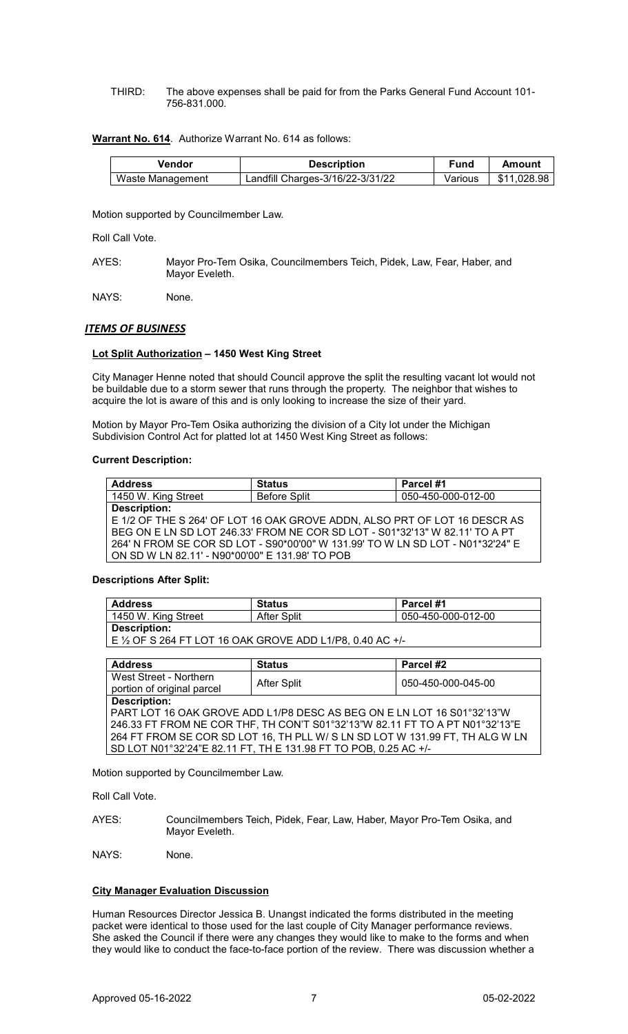THIRD: The above expenses shall be paid for from the Parks General Fund Account 101-756-831.000.

**Warrant No. 614**. Authorize Warrant No. 614 as follows:

| Vendor | Description | Fund | Amount |
|---|---|---|---|
| Waste Management | Landfill Charges-3/16/22-3/31/22 | Various | $11,028.98 |

Motion supported by Councilmember Law.

Roll Call Vote.

AYES: Mayor Pro-Tem Osika, Councilmembers Teich, Pidek, Law, Fear, Haber, and Mayor Eveleth.

NAYS: None.

## ***ITEMS OF BUSINESS***

**Lot Split Authorization – 1450 West King Street**

City Manager Henne noted that should Council approve the split the resulting vacant lot would not be buildable due to a storm sewer that runs through the property. The neighbor that wishes to acquire the lot is aware of this and is only looking to increase the size of their yard.

Motion by Mayor Pro-Tem Osika authorizing the division of a City lot under the Michigan Subdivision Control Act for platted lot at 1450 West King Street as follows:

**Current Description:**

| Address | Status | Parcel #1 |
|---|---|---|
| 1450 W. King Street | Before Split | 050-450-000-012-00 |
| **Description:** E 1/2 OF THE S 264' OF LOT 16 OAK GROVE ADDN, ALSO PRT OF LOT 16 DESCR AS BEG ON E LN SD LOT 246.33' FROM NE COR SD LOT - S01*32'13" W 82.11' TO A PT 264' N FROM SE COR SD LOT - S90*00'00" W 131.99' TO W LN SD LOT - N01*32'24" E ON SD W LN 82.11' - N90*00'00" E 131.98' TO POB | | |

**Descriptions After Split:**

| Address | Status | Parcel #1 |
|---|---|---|
| 1450 W. King Street | After Split | 050-450-000-012-00 |
| **Description:** E ½ OF S 264 FT LOT 16 OAK GROVE ADD L1/P8, 0.40 AC +/- | | |

| Address | Status | Parcel #2 |
|---|---|---|
| West Street - Northern portion of original parcel | After Split | 050-450-000-045-00 |
| **Description:** PART LOT 16 OAK GROVE ADD L1/P8 DESC AS BEG ON E LN LOT 16 S01°32'13"W 246.33 FT FROM NE COR THF, TH CON'T S01°32'13"W 82.11 FT TO A PT N01°32'13"E 264 FT FROM SE COR SD LOT 16, TH PLL W/ S LN SD LOT W 131.99 FT, TH ALG W LN SD LOT N01°32'24"E 82.11 FT, TH E 131.98 FT TO POB, 0.25 AC +/- | | |

Motion supported by Councilmember Law.

Roll Call Vote.

AYES: Councilmembers Teich, Pidek, Fear, Law, Haber, Mayor Pro-Tem Osika, and Mayor Eveleth.

NAYS: None.

**City Manager Evaluation Discussion**

Human Resources Director Jessica B. Unangst indicated the forms distributed in the meeting packet were identical to those used for the last couple of City Manager performance reviews. She asked the Council if there were any changes they would like to make to the forms and when they would like to conduct the face-to-face portion of the review. There was discussion whether a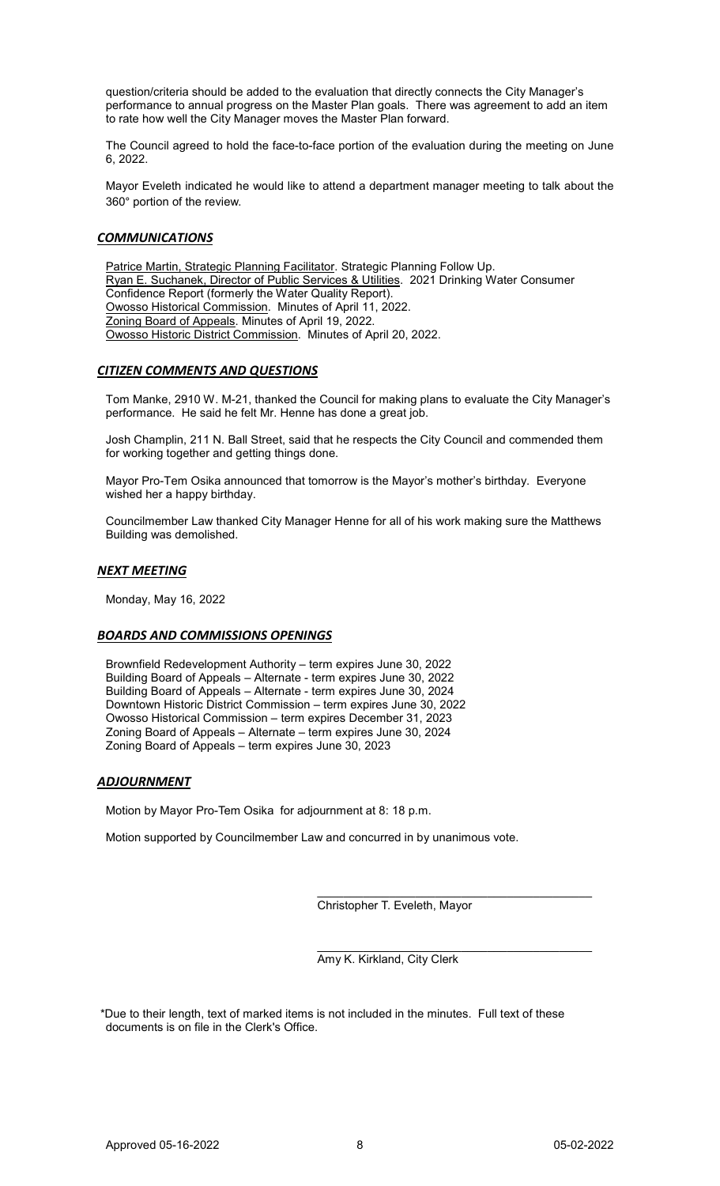question/criteria should be added to the evaluation that directly connects the City Manager's performance to annual progress on the Master Plan goals. There was agreement to add an item to rate how well the City Manager moves the Master Plan forward.

The Council agreed to hold the face-to-face portion of the evaluation during the meeting on June 6, 2022.

Mayor Eveleth indicated he would like to attend a department manager meeting to talk about the 360° portion of the review.

### *COMMUNICATIONS*

Patrice Martin, Strategic Planning Facilitator. Strategic Planning Follow Up.
Ryan E. Suchanek, Director of Public Services & Utilities. 2021 Drinking Water Consumer Confidence Report (formerly the Water Quality Report).
Owosso Historical Commission. Minutes of April 11, 2022.
Zoning Board of Appeals. Minutes of April 19, 2022.
Owosso Historic District Commission. Minutes of April 20, 2022.

### *CITIZEN COMMENTS AND QUESTIONS*

Tom Manke, 2910 W. M-21, thanked the Council for making plans to evaluate the City Manager's performance. He said he felt Mr. Henne has done a great job.

Josh Champlin, 211 N. Ball Street, said that he respects the City Council and commended them for working together and getting things done.

Mayor Pro-Tem Osika announced that tomorrow is the Mayor's mother's birthday. Everyone wished her a happy birthday.

Councilmember Law thanked City Manager Henne for all of his work making sure the Matthews Building was demolished.

### *NEXT MEETING*

Monday, May 16, 2022

### *BOARDS AND COMMISSIONS OPENINGS*

Brownfield Redevelopment Authority – term expires June 30, 2022
Building Board of Appeals – Alternate - term expires June 30, 2022
Building Board of Appeals – Alternate - term expires June 30, 2024
Downtown Historic District Commission – term expires June 30, 2022
Owosso Historical Commission – term expires December 31, 2023
Zoning Board of Appeals – Alternate – term expires June 30, 2024
Zoning Board of Appeals – term expires June 30, 2023

### *ADJOURNMENT*

Motion by Mayor Pro-Tem Osika for adjournment at 8: 18 p.m.

Motion supported by Councilmember Law and concurred in by unanimous vote.

Christopher T. Eveleth, Mayor

Amy K. Kirkland, City Clerk

*Due to their length, text of marked items is not included in the minutes. Full text of these documents is on file in the Clerk's Office.

Approved 05-16-2022 05-02-2022